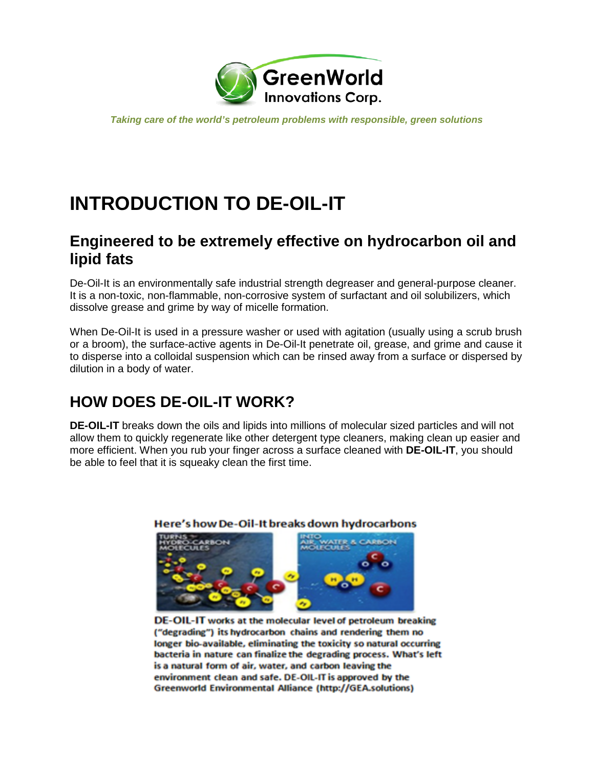GreenWorld Innovations Corp.

*Taking care of the world's petroleum problems with responsible, green solutions*

# INTRODUCTION TO DE-OIL-IT

## Engineered to be extremely effective on hydrocarbon oil and lipid fats

De-Oil-It is an environmentally safe industrial strength degreaser and general-purpose cleaner. It is a non-toxic, non-flammable, non-corrosive system of surfactant and oil solubilizers, which dissolve grease and grime by way of micelle formation.

When De-Oil-It is used in a pressure washer or used with agitation (usually using a scrub brush or a broom), the surface-active agents in De-Oil-It penetrate oil, grease, and grime and cause it to disperse into a colloidal suspension which can be rinsed away from a surface or dispersed by dilution in a body of water.

## HOW DOES DE-OIL-IT WORK?

**DE-OIL-IT** breaks down the oils and lipids into millions of molecular sized particles and will not allow them to quickly regenerate like other detergent type cleaners, making clean up easier and more efficient. When you rub your finger across a surface cleaned with **DE-OIL-IT**, you should be able to feel that it is squeaky clean the first time.

**Here's how De-Oil-It breaks down hydrocarbons**

TURNS HYDRO-CARBON MOLECULES INTO AIR, WATER & CARBON MOLECULES

**DE-OIL-IT** works at the molecular level of petroleum breaking ("degrading") its hydrocarbon chains and rendering them no longer bio-available, eliminating the toxicity so natural occurring bacteria in nature can finalize the degrading process. What's left is a natural form of air, water, and carbon leaving the environment clean and safe. DE-OIL-IT is approved by the Greenworld Environmental Alliance (http://GEA.solutions)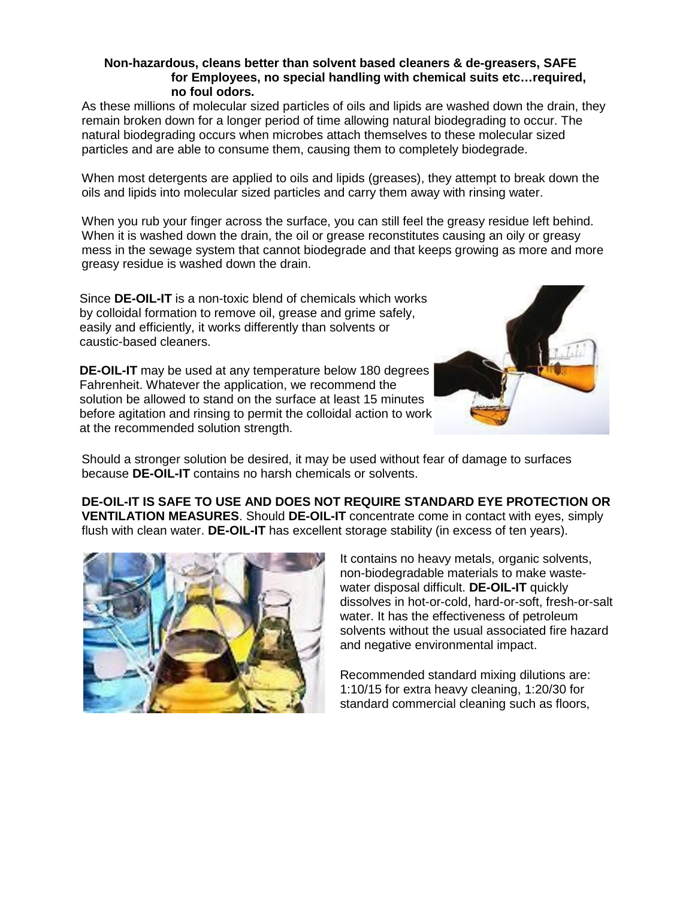**Non-hazardous, cleans better than solvent based cleaners & de-greasers, SAFE for Employees, no special handling with chemical suits etc…required, no foul odors.**

As these millions of molecular sized particles of oils and lipids are washed down the drain, they remain broken down for a longer period of time allowing natural biodegrading to occur. The natural biodegrading occurs when microbes attach themselves to these molecular sized particles and are able to consume them, causing them to completely biodegrade.

When most detergents are applied to oils and lipids (greases), they attempt to break down the oils and lipids into molecular sized particles and carry them away with rinsing water.

When you rub your finger across the surface, you can still feel the greasy residue left behind. When it is washed down the drain, the oil or grease reconstitutes causing an oily or greasy mess in the sewage system that cannot biodegrade and that keeps growing as more and more greasy residue is washed down the drain.

Since **DE-OIL-IT** is a non-toxic blend of chemicals which works by colloidal formation to remove oil, grease and grime safely, easily and efficiently, it works differently than solvents or caustic-based cleaners.

**DE-OIL-IT** may be used at any temperature below 180 degrees Fahrenheit. Whatever the application, we recommend the solution be allowed to stand on the surface at least 15 minutes before agitation and rinsing to permit the colloidal action to work at the recommended solution strength.

Should a stronger solution be desired, it may be used without fear of damage to surfaces because **DE-OIL-IT** contains no harsh chemicals or solvents.

**DE-OIL-IT IS SAFE TO USE AND DOES NOT REQUIRE STANDARD EYE PROTECTION OR VENTILATION MEASURES**. Should **DE-OIL-IT** concentrate come in contact with eyes, simply flush with clean water. **DE-OIL-IT** has excellent storage stability (in excess of ten years).

It contains no heavy metals, organic solvents, non-biodegradable materials to make waste-water disposal difficult. **DE-OIL-IT** quickly dissolves in hot-or-cold, hard-or-soft, fresh-or-salt water. It has the effectiveness of petroleum solvents without the usual associated fire hazard and negative environmental impact.

Recommended standard mixing dilutions are: 1:10/15 for extra heavy cleaning, 1:20/30 for standard commercial cleaning such as floors,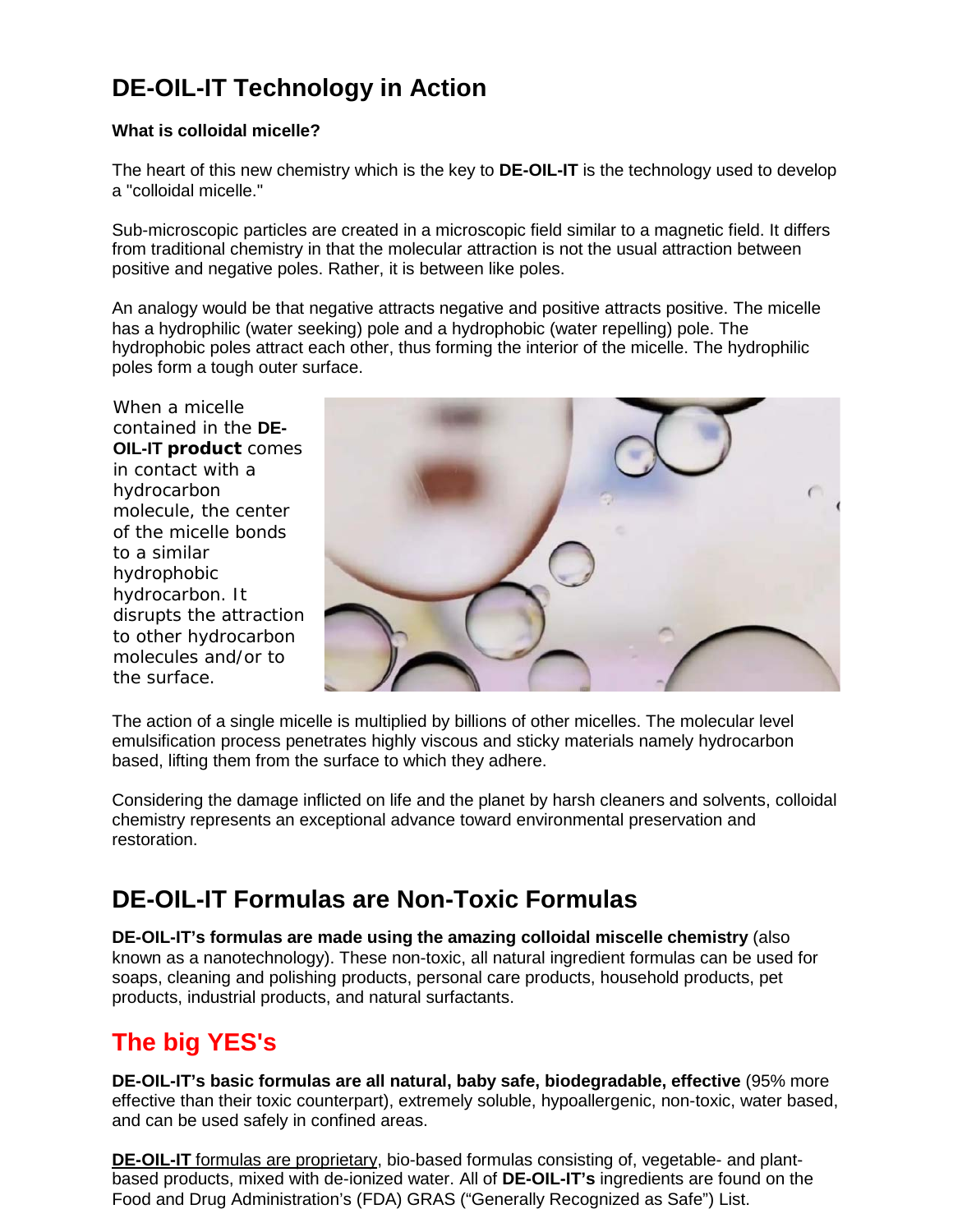# DE-OIL-IT Technology in Action

**What is colloidal micelle?**

The heart of this new chemistry which is the key to **DE-OIL-IT** is the technology used to develop a "colloidal micelle."

Sub-microscopic particles are created in a microscopic field similar to a magnetic field. It differs from traditional chemistry in that the molecular attraction is not the usual attraction between positive and negative poles. Rather, it is between like poles.

An analogy would be that negative attracts negative and positive attracts positive. The micelle has a hydrophilic (water seeking) pole and a hydrophobic (water repelling) pole. The hydrophobic poles attract each other, thus forming the interior of the micelle. The hydrophilic poles form a tough outer surface.

When a micelle contained in the **DE-OIL-IT product** comes in contact with a hydrocarbon molecule, the center of the micelle bonds to a similar hydrophobic hydrocarbon. It disrupts the attraction to other hydrocarbon molecules and/or to the surface.

The action of a single micelle is multiplied by billions of other micelles. The molecular level emulsification process penetrates highly viscous and sticky materials namely hydrocarbon based, lifting them from the surface to which they adhere.

Considering the damage inflicted on life and the planet by harsh cleaners and solvents, colloidal chemistry represents an exceptional advance toward environmental preservation and restoration.

## DE-OIL-IT Formulas are Non-Toxic Formulas

**DE-OIL-IT's formulas are made using the amazing colloidal miscelle chemistry** (also known as a nanotechnology). These non-toxic, all natural ingredient formulas can be used for soaps, cleaning and polishing products, personal care products, household products, pet products, industrial products, and natural surfactants.

## The big YES's

**DE-OIL-IT's basic formulas are all natural, baby safe, biodegradable, effective** (95% more effective than their toxic counterpart), extremely soluble, hypoallergenic, non-toxic, water based, and can be used safely in confined areas.

**DE-OIL-IT** formulas are proprietary, bio-based formulas consisting of, vegetable- and plant-based products, mixed with de-ionized water. All of **DE-OIL-IT's** ingredients are found on the Food and Drug Administration's (FDA) GRAS ("Generally Recognized as Safe") List.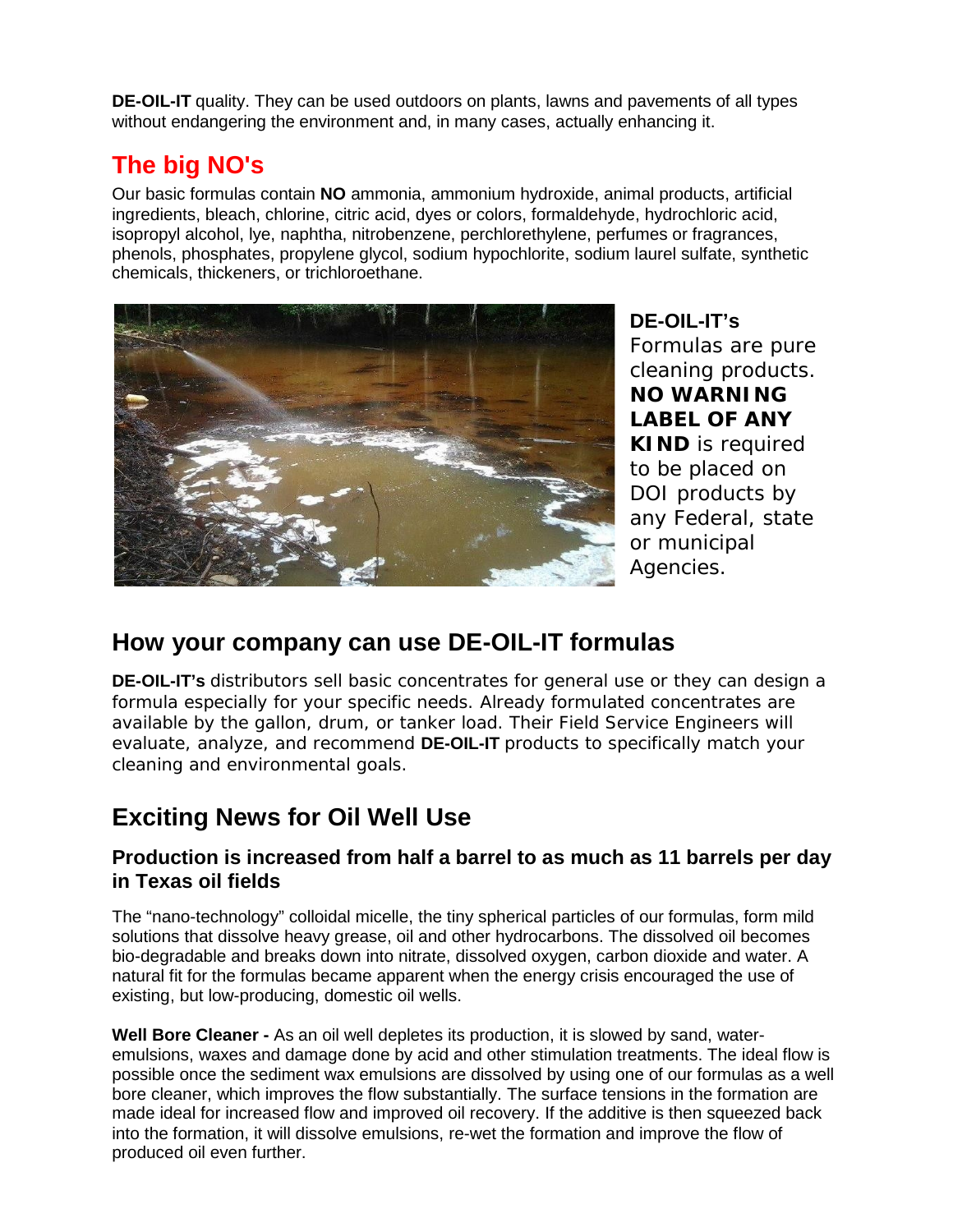**DE-OIL-IT** quality. They can be used outdoors on plants, lawns and pavements of all types without endangering the environment and, in many cases, actually enhancing it.

## The big NO's

Our basic formulas contain **NO** ammonia, ammonium hydroxide, animal products, artificial ingredients, bleach, chlorine, citric acid, dyes or colors, formaldehyde, hydrochloric acid, isopropyl alcohol, lye, naphtha, nitrobenzene, perchlorethylene, perfumes or fragrances, phenols, phosphates, propylene glycol, sodium hypochlorite, sodium laurel sulfate, synthetic chemicals, thickeners, or trichloroethane.

**DE-OIL-IT's** Formulas are pure cleaning products. **NO WARNING LABEL OF ANY KIND** is required to be placed on DOI products by any Federal, state or municipal Agencies.

## How your company can use DE-OIL-IT formulas

**DE-OIL-IT's** distributors sell basic concentrates for general use or they can design a formula especially for your specific needs. Already formulated concentrates are available by the gallon, drum, or tanker load. Their Field Service Engineers will evaluate, analyze, and recommend **DE-OIL-IT** products to specifically match your cleaning and environmental goals.

## Exciting News for Oil Well Use

### Production is increased from half a barrel to as much as 11 barrels per day in Texas oil fields

The "nano-technology" colloidal micelle, the tiny spherical particles of our formulas, form mild solutions that dissolve heavy grease, oil and other hydrocarbons. The dissolved oil becomes bio-degradable and breaks down into nitrate, dissolved oxygen, carbon dioxide and water. A natural fit for the formulas became apparent when the energy crisis encouraged the use of existing, but low-producing, domestic oil wells.

**Well Bore Cleaner -** As an oil well depletes its production, it is slowed by sand, water-emulsions, waxes and damage done by acid and other stimulation treatments. The ideal flow is possible once the sediment wax emulsions are dissolved by using one of our formulas as a well bore cleaner, which improves the flow substantially. The surface tensions in the formation are made ideal for increased flow and improved oil recovery. If the additive is then squeezed back into the formation, it will dissolve emulsions, re-wet the formation and improve the flow of produced oil even further.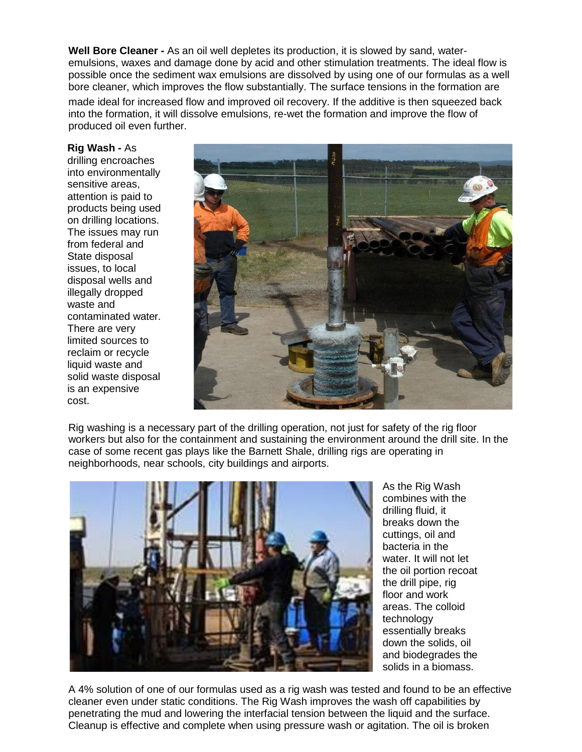**Well Bore Cleaner -** As an oil well depletes its production, it is slowed by sand, water-emulsions, waxes and damage done by acid and other stimulation treatments. The ideal flow is possible once the sediment wax emulsions are dissolved by using one of our formulas as a well bore cleaner, which improves the flow substantially. The surface tensions in the formation are made ideal for increased flow and improved oil recovery. If the additive is then squeezed back into the formation, it will dissolve emulsions, re-wet the formation and improve the flow of produced oil even further.

**Rig Wash -** As drilling encroaches into environmentally sensitive areas, attention is paid to products being used on drilling locations. The issues may run from federal and State disposal issues, to local disposal wells and illegally dropped waste and contaminated water. There are very limited sources to reclaim or recycle liquid waste and solid waste disposal is an expensive cost.

Rig washing is a necessary part of the drilling operation, not just for safety of the rig floor workers but also for the containment and sustaining the environment around the drill site. In the case of some recent gas plays like the Barnett Shale, drilling rigs are operating in neighborhoods, near schools, city buildings and airports.

As the Rig Wash combines with the drilling fluid, it breaks down the cuttings, oil and bacteria in the water. It will not let the oil portion recoat the drill pipe, rig floor and work areas. The colloid technology essentially breaks down the solids, oil and biodegrades the solids in a biomass.

A 4% solution of one of our formulas used as a rig wash was tested and found to be an effective cleaner even under static conditions. The Rig Wash improves the wash off capabilities by penetrating the mud and lowering the interfacial tension between the liquid and the surface. Cleanup is effective and complete when using pressure wash or agitation. The oil is broken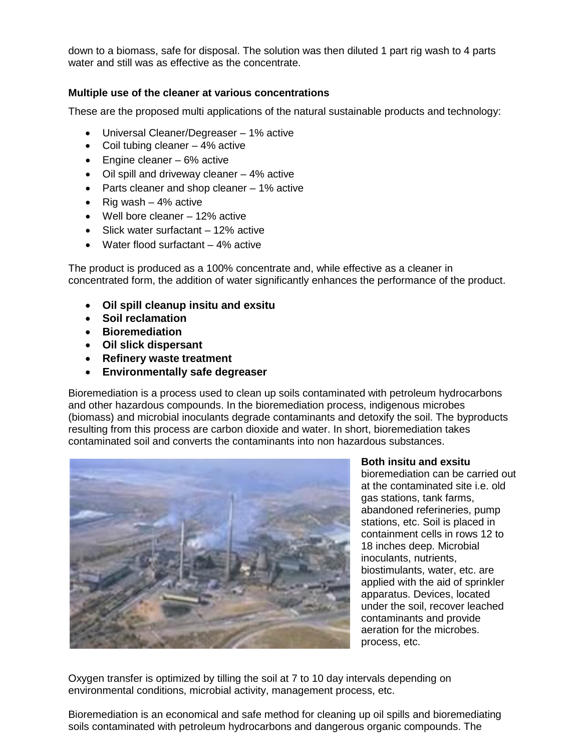down to a biomass, safe for disposal. The solution was then diluted 1 part rig wash to 4 parts water and still was as effective as the concentrate.

**Multiple use of the cleaner at various concentrations**

These are the proposed multi applications of the natural sustainable products and technology:

- Universal Cleaner/Degreaser – 1% active
- Coil tubing cleaner – 4% active
- Engine cleaner – 6% active
- Oil spill and driveway cleaner – 4% active
- Parts cleaner and shop cleaner – 1% active
- Rig wash – 4% active
- Well bore cleaner – 12% active
- Slick water surfactant – 12% active
- Water flood surfactant – 4% active

The product is produced as a 100% concentrate and, while effective as a cleaner in concentrated form, the addition of water significantly enhances the performance of the product.

- **Oil spill cleanup insitu and exsitu**
- **Soil reclamation**
- **Bioremediation**
- **Oil slick dispersant**
- **Refinery waste treatment**
- **Environmentally safe degreaser**

Bioremediation is a process used to clean up soils contaminated with petroleum hydrocarbons and other hazardous compounds. In the bioremediation process, indigenous microbes (biomass) and microbial inoculants degrade contaminants and detoxify the soil. The byproducts resulting from this process are carbon dioxide and water. In short, bioremediation takes contaminated soil and converts the contaminants into non hazardous substances.

**Both insitu and exsitu** bioremediation can be carried out at the contaminated site i.e. old gas stations, tank farms, abandoned referineries, pump stations, etc. Soil is placed in containment cells in rows 12 to 18 inches deep. Microbial inoculants, nutrients, biostimulants, water, etc. are applied with the aid of sprinkler apparatus. Devices, located under the soil, recover leached contaminants and provide aeration for the microbes. process, etc.

Oxygen transfer is optimized by tilling the soil at 7 to 10 day intervals depending on environmental conditions, microbial activity, management process, etc.

Bioremediation is an economical and safe method for cleaning up oil spills and bioremediating soils contaminated with petroleum hydrocarbons and dangerous organic compounds. The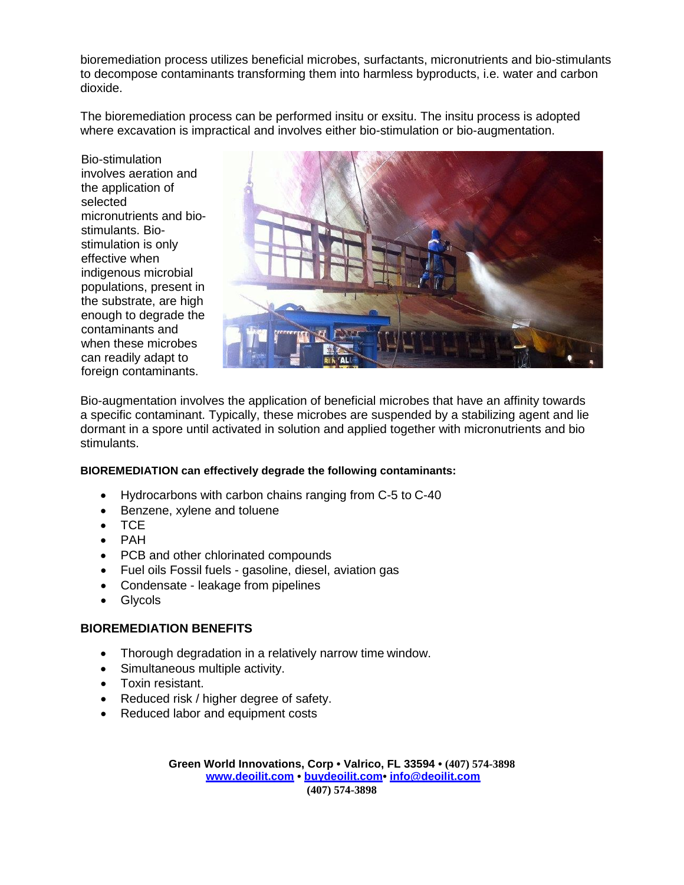bioremediation process utilizes beneficial microbes, surfactants, micronutrients and bio-stimulants to decompose contaminants transforming them into harmless byproducts, i.e. water and carbon dioxide.

The bioremediation process can be performed insitu or exsitu. The insitu process is adopted where excavation is impractical and involves either bio-stimulation or bio-augmentation.

Bio-stimulation involves aeration and the application of selected micronutrients and bio-stimulants. Bio-stimulation is only effective when indigenous microbial populations, present in the substrate, are high enough to degrade the contaminants and when these microbes can readily adapt to foreign contaminants.

Bio-augmentation involves the application of beneficial microbes that have an affinity towards a specific contaminant. Typically, these microbes are suspended by a stabilizing agent and lie dormant in a spore until activated in solution and applied together with micronutrients and bio stimulants.

**BIOREMEDIATION can effectively degrade the following contaminants:**

- Hydrocarbons with carbon chains ranging from C-5 to C-40
- Benzene, xylene and toluene
- TCE
- PAH
- PCB and other chlorinated compounds
- Fuel oils Fossil fuels - gasoline, diesel, aviation gas
- Condensate - leakage from pipelines
- Glycols

## BIOREMEDIATION BENEFITS

- Thorough degradation in a relatively narrow time window.
- Simultaneous multiple activity.
- Toxin resistant.
- Reduced risk / higher degree of safety.
- Reduced labor and equipment costs

**Green World Innovations, Corp • Valrico, FL 33594 • (407) 574-3898**
**www.deoilit.com • buydeoilit.com• info@deoilit.com**
**(407) 574-3898**